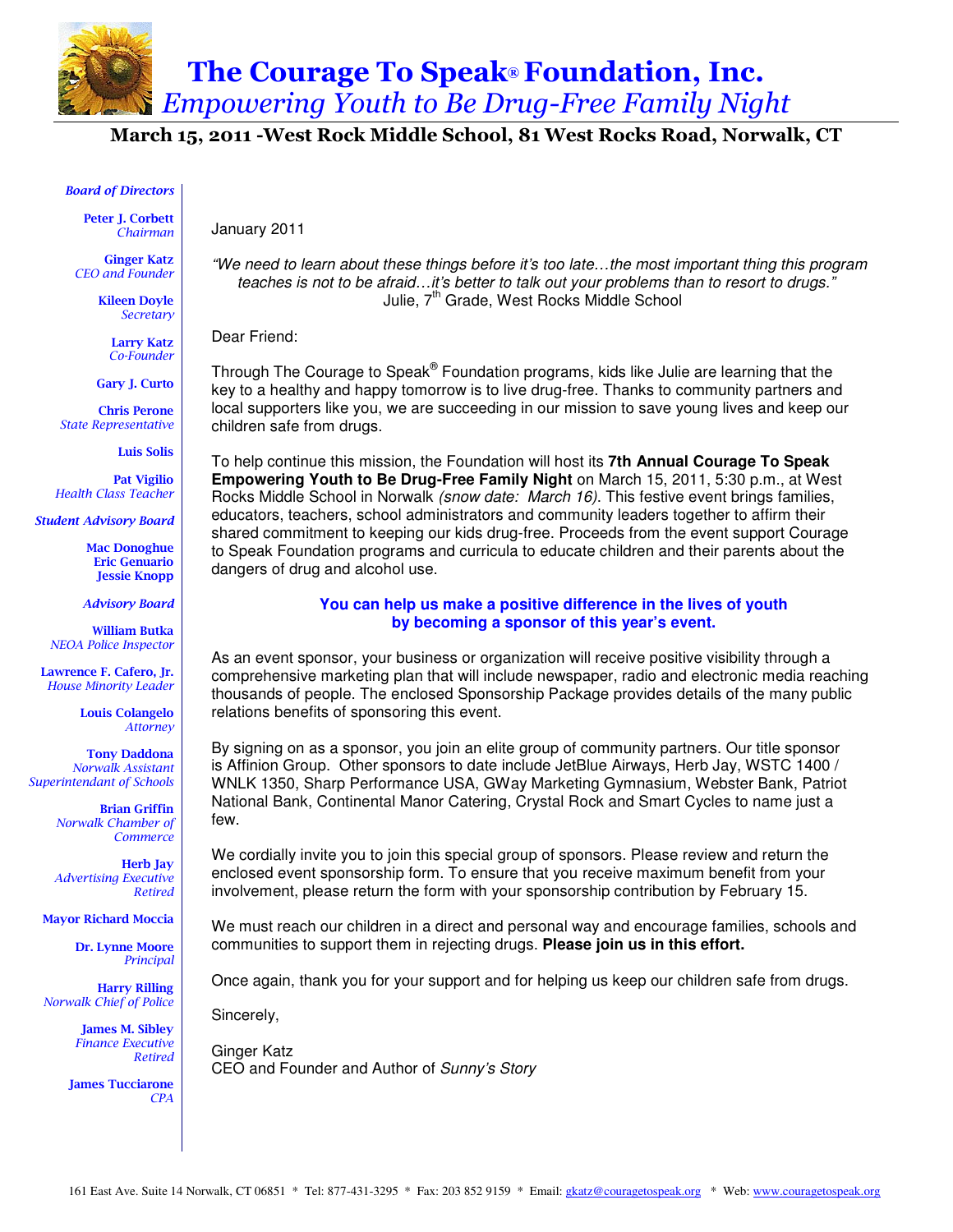# The Courage To Speak® Foundation, Inc.

## *Empowering Youth to Be Drug-Free Family Night*

### March 15, 2011 -West Rock Middle School, 81 West Rocks Road, Norwalk, CT

***Board of Directors***

**Peter J. Corbett**
*Chairman*

**Ginger Katz**
*CEO and Founder*

**Kileen Doyle**
*Secretary*

**Larry Katz**
*Co-Founder*

**Gary J. Curto**

**Chris Perone**
*State Representative*

**Luis Solis**

**Pat Vigilio**
*Health Class Teacher*

***Student Advisory Board***

**Mac Donoghue**
**Eric Genuario**
**Jessie Knopp**

***Advisory Board***

**William Butka**
*NEOA Police Inspector*

**Lawrence F. Cafero, Jr.**
*House Minority Leader*

**Louis Colangelo**
*Attorney*

**Tony Daddona**
*Norwalk Assistant Superintendant of Schools*

**Brian Griffin**
*Norwalk Chamber of Commerce*

**Herb Jay**
*Advertising Executive Retired*

**Mayor Richard Moccia**

**Dr. Lynne Moore**
*Principal*

**Harry Rilling**
*Norwalk Chief of Police*

**James M. Sibley**
*Finance Executive Retired*

**James Tucciarone**
*CPA*

---

January 2011

*"We need to learn about these things before it's too late…the most important thing this program teaches is not to be afraid…it's better to talk out your problems than to resort to drugs."*
Julie, 7th Grade, West Rocks Middle School

Dear Friend:

Through The Courage to Speak® Foundation programs, kids like Julie are learning that the key to a healthy and happy tomorrow is to live drug-free. Thanks to community partners and local supporters like you, we are succeeding in our mission to save young lives and keep our children safe from drugs.

To help continue this mission, the Foundation will host its **7th Annual Courage To Speak Empowering Youth to Be Drug-Free Family Night** on March 15, 2011, 5:30 p.m., at West Rocks Middle School in Norwalk *(snow date: March 16).* This festive event brings families, educators, teachers, school administrators and community leaders together to affirm their shared commitment to keeping our kids drug-free. Proceeds from the event support Courage to Speak Foundation programs and curricula to educate children and their parents about the dangers of drug and alcohol use.

**You can help us make a positive difference in the lives of youth by becoming a sponsor of this year's event.**

As an event sponsor, your business or organization will receive positive visibility through a comprehensive marketing plan that will include newspaper, radio and electronic media reaching thousands of people. The enclosed Sponsorship Package provides details of the many public relations benefits of sponsoring this event.

By signing on as a sponsor, you join an elite group of community partners. Our title sponsor is Affinion Group. Other sponsors to date include JetBlue Airways, Herb Jay, WSTC 1400 / WNLK 1350, Sharp Performance USA, GWay Marketing Gymnasium, Webster Bank, Patriot National Bank, Continental Manor Catering, Crystal Rock and Smart Cycles to name just a few.

We cordially invite you to join this special group of sponsors. Please review and return the enclosed event sponsorship form. To ensure that you receive maximum benefit from your involvement, please return the form with your sponsorship contribution by February 15.

We must reach our children in a direct and personal way and encourage families, schools and communities to support them in rejecting drugs. **Please join us in this effort.**

Once again, thank you for your support and for helping us keep our children safe from drugs.

Sincerely,

Ginger Katz
CEO and Founder and Author of *Sunny's Story*

161 East Ave. Suite 14 Norwalk, CT 06851 * Tel: 877-431-3295 * Fax: 203 852 9159 * Email: gkatz@couragetospeak.org * Web: www.couragetospeak.org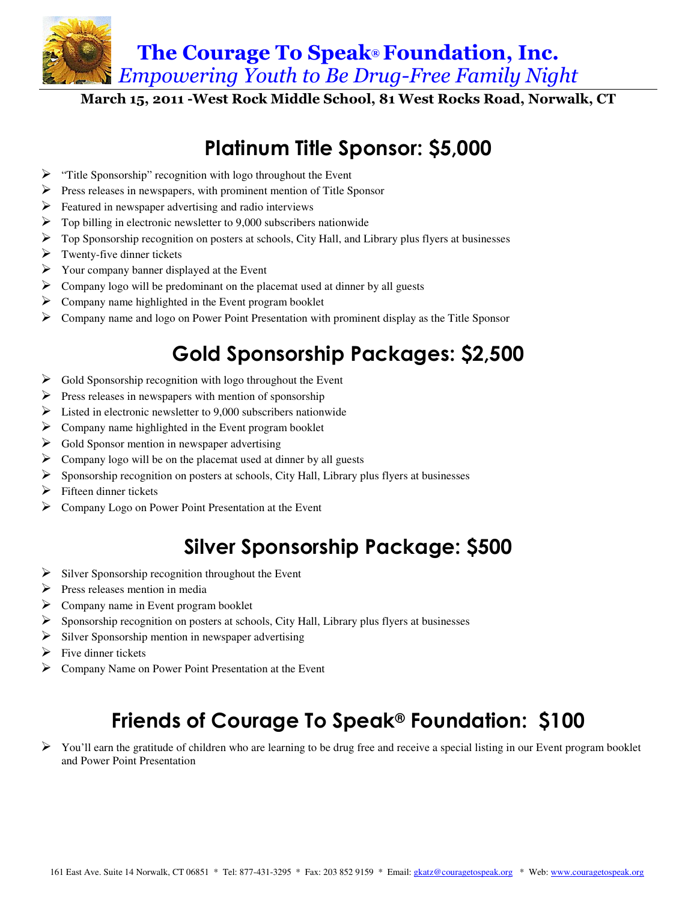# The Courage To Speak® Foundation, Inc.

*Empowering Youth to Be Drug-Free Family Night*

**March 15, 2011 -West Rock Middle School, 81 West Rocks Road, Norwalk, CT**

## Platinum Title Sponsor: $5,000

- "Title Sponsorship" recognition with logo throughout the Event
- Press releases in newspapers, with prominent mention of Title Sponsor
- Featured in newspaper advertising and radio interviews
- Top billing in electronic newsletter to 9,000 subscribers nationwide
- Top Sponsorship recognition on posters at schools, City Hall, and Library plus flyers at businesses
- Twenty-five dinner tickets
- Your company banner displayed at the Event
- Company logo will be predominant on the placemat used at dinner by all guests
- Company name highlighted in the Event program booklet
- Company name and logo on Power Point Presentation with prominent display as the Title Sponsor

## Gold Sponsorship Packages: $2,500

- Gold Sponsorship recognition with logo throughout the Event
- Press releases in newspapers with mention of sponsorship
- Listed in electronic newsletter to 9,000 subscribers nationwide
- Company name highlighted in the Event program booklet
- Gold Sponsor mention in newspaper advertising
- Company logo will be on the placemat used at dinner by all guests
- Sponsorship recognition on posters at schools, City Hall, Library plus flyers at businesses
- Fifteen dinner tickets
- Company Logo on Power Point Presentation at the Event

## Silver Sponsorship Package: $500

- Silver Sponsorship recognition throughout the Event
- Press releases mention in media
- Company name in Event program booklet
- Sponsorship recognition on posters at schools, City Hall, Library plus flyers at businesses
- Silver Sponsorship mention in newspaper advertising
- Five dinner tickets
- Company Name on Power Point Presentation at the Event

## Friends of Courage To Speak® Foundation: $100

- You'll earn the gratitude of children who are learning to be drug free and receive a special listing in our Event program booklet and Power Point Presentation

161 East Ave. Suite 14 Norwalk, CT 06851 * Tel: 877-431-3295 * Fax: 203 852 9159 * Email: gkatz@couragetospeak.org * Web: www.couragetospeak.org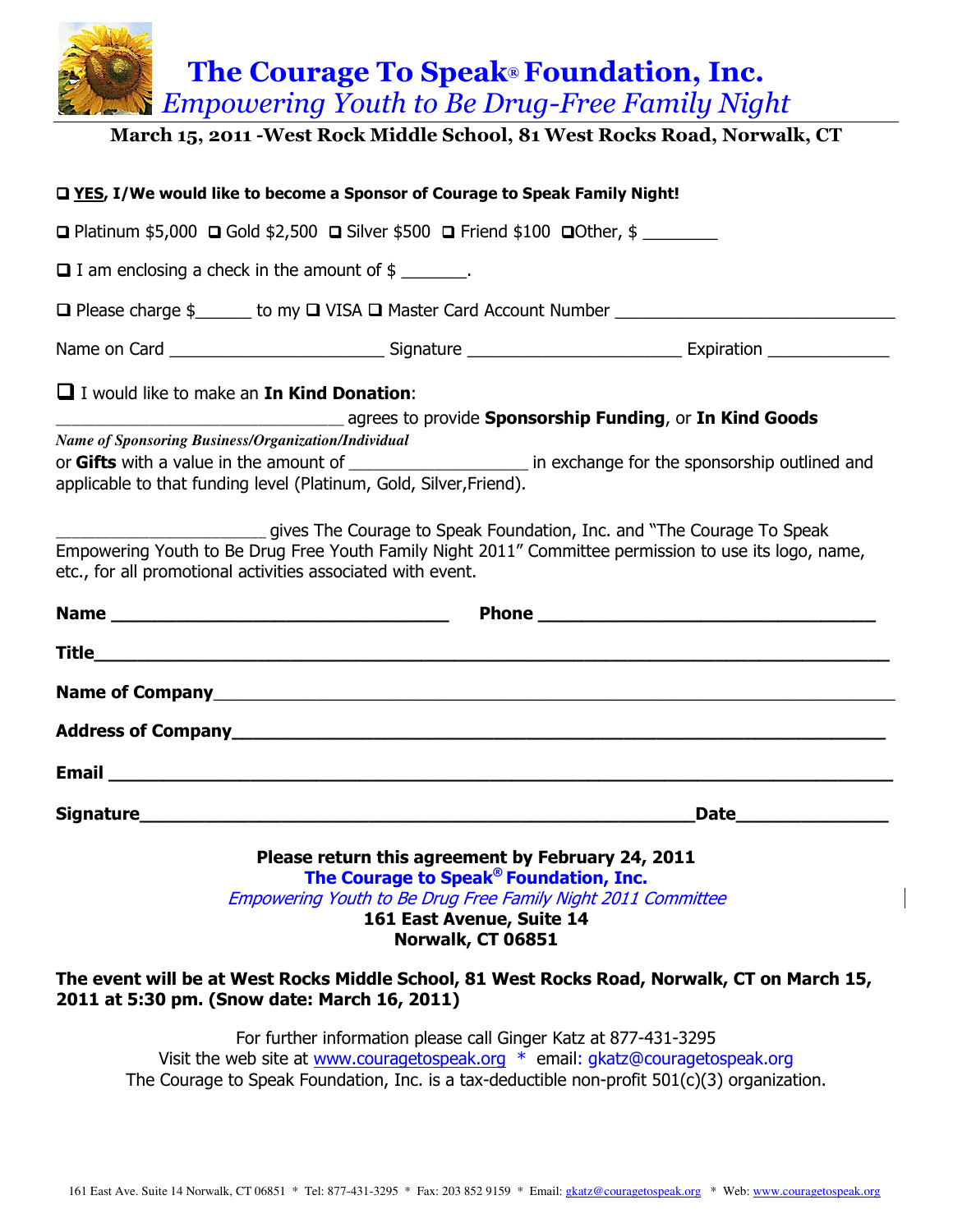# The Courage To Speak® Foundation, Inc.

## *Empowering Youth to Be Drug-Free Family Night*

**March 15, 2011 -West Rock Middle School, 81 West Rocks Road, Norwalk, CT**

❑ **<u>YES</u>, I/We would like to become a Sponsor of Courage to Speak Family Night!**

❑ Platinum $5,000 ❑ Gold $2,500 ❑ Silver $500 ❑ Friend $100 ❑Other, $ ________

❑ I am enclosing a check in the amount of $ _______.

❑ Please charge $______ to my ❑ VISA ❑ Master Card Account Number ______________________________

Name on Card ______________________ Signature ______________________ Expiration _____________

❑ I would like to make an **In Kind Donation**:

______________________________ agrees to provide **Sponsorship Funding**, or **In Kind Goods**

***Name of Sponsoring Business/Organization/Individual***

or **Gifts** with a value in the amount of __________________ in exchange for the sponsorship outlined and applicable to that funding level (Platinum, Gold, Silver,Friend).

______________________ gives The Courage to Speak Foundation, Inc. and "The Courage To Speak Empowering Youth to Be Drug Free Youth Family Night 2011" Committee permission to use its logo, name, etc., for all promotional activities associated with event.

**Name** ________________________________ **Phone** ________________________________

**Title**______________________________________________________________________

**Name of Company**______________________________________________________________

**Address of Company**____________________________________________________________

**Email** ______________________________________________________________________

**Signature**_____________________________________________________**Date**______________

**Please return this agreement by February 24, 2011**
**The Courage to Speak® Foundation, Inc.**
*Empowering Youth to Be Drug Free Family Night 2011 Committee*
**161 East Avenue, Suite 14**
**Norwalk, CT 06851**

**The event will be at West Rocks Middle School, 81 West Rocks Road, Norwalk, CT on March 15, 2011 at 5:30 pm. (Snow date: March 16, 2011)**

For further information please call Ginger Katz at 877-431-3295
Visit the web site at www.couragetospeak.org * email: gkatz@couragetospeak.org
The Courage to Speak Foundation, Inc. is a tax-deductible non-profit 501(c)(3) organization.

161 East Ave. Suite 14 Norwalk, CT 06851 * Tel: 877-431-3295 * Fax: 203 852 9159 * Email: gkatz@couragetospeak.org * Web: www.couragetospeak.org